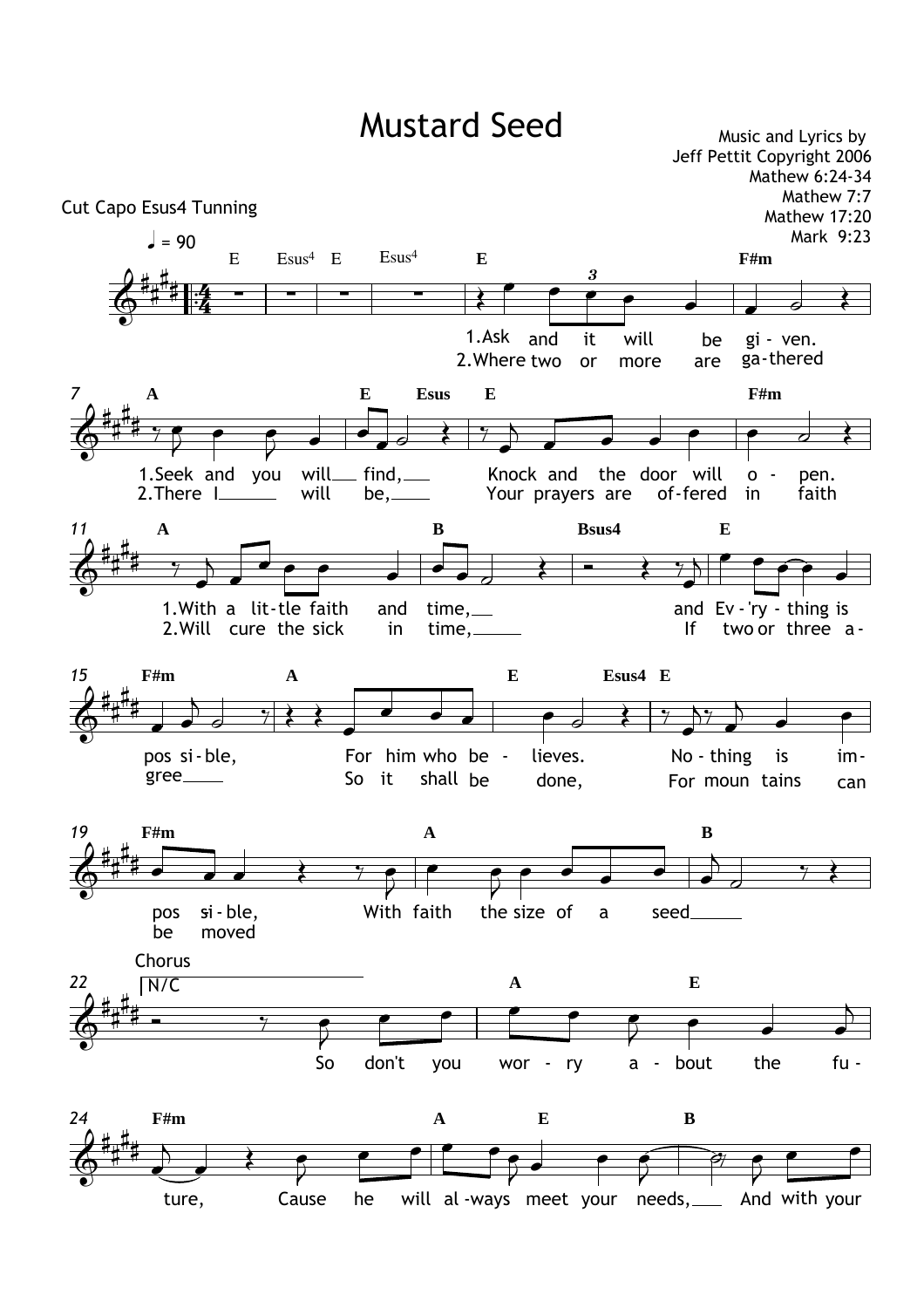# Mustard Seed

Music and Lyrics by
Jeff Pettit Copyright 2006
Mathew 6:24-34
Mathew 7:7
Mathew 17:20
Mark 9:23

Cut Capo Esus4 Tunning

♩ = 90

E Esus4 E Esus4 E F#m

1.Ask and it will be gi - ven.
2.Where two or more are ga-thered

A E Esus E F#m

1.Seek and you will find, Knock and the door will o - pen.
2.There I will be, Your prayers are of-fered in faith

A B Bsus4 E

1.With a lit-tle faith and time, and Ev-'ry - thing is
2.Will cure the sick in time, If two or three a -

F#m A E Esus4 E

pos si - ble, For him who be - lieves. No - thing is im-
gree So it shall be done, For moun tains can

F#m A B

pos si - ble, With faith the size of a seed
be moved

Chorus

N/C A E

So don't you wor - ry a - bout the fu -

F#m A E B

ture, Cause he will al - ways meet your needs, And with your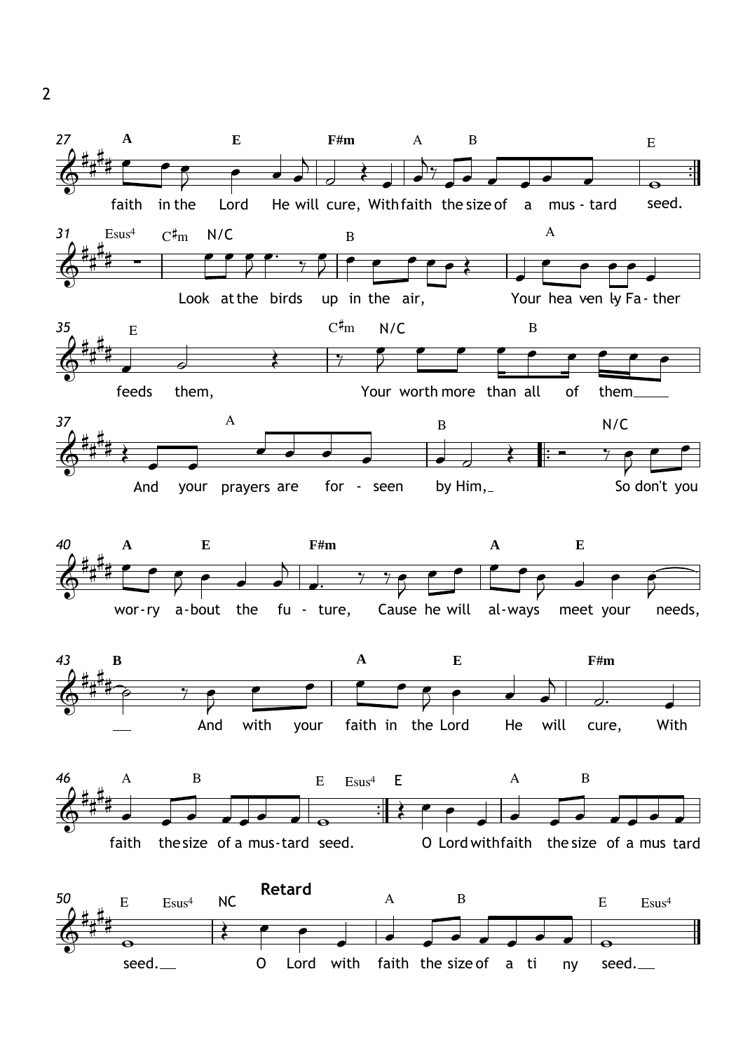27 A E F#m A B E

faith in the Lord He will cure, With faith the size of a mus - tard seed.

31 Esus4 C♯m N/C B A

Look at the birds up in the air, Your hea ven ly Fa - ther

35 E C♯m N/C B

feeds them, Your worth more than all of them

37 A B N/C

And your prayers are for - seen by Him, So don't you

40 A E F#m A E

wor - ry a - bout the fu - ture, Cause he will al - ways meet your needs,

43 B A E F#m

And with your faith in the Lord He will cure, With

46 A B E Esus4 E A B

faith the size of a mus - tard seed. O Lord with faith the size of a mus tard

50 E Esus4 NC A B E Esus4

**Retard**

seed. O Lord with faith the size of a ti ny seed.